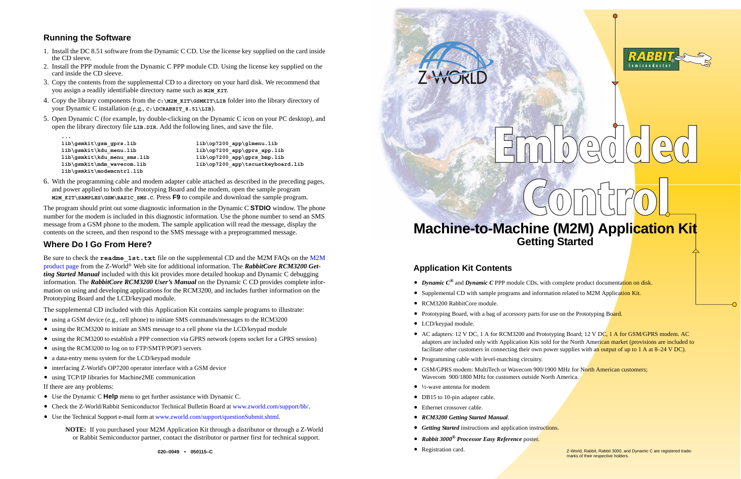# Embedded Control

## Machine-to-Machine (M2M) Application Kit

### Getting Started

## Application Kit Contents

- ***Dynamic C®*** and ***Dynamic C*** PPP module CDs, with complete product documentation on disk.
- Supplemental CD with sample programs and information related to M2M Application Kit.
- RCM3200 RabbitCore module.
- Prototyping Board, with a bag of accessory parts for use on the Prototyping Board.
- LCD/keypad module.
- AC adapters: 12 V DC, 1 A for RCM3200 and Prototyping Board; 12 V DC, 1 A for GSM/GPRS modem. AC adapters are included only with Application Kits sold for the North American market (provisions are included to facilitate other customers in connecting their own power supplies with an output of up to 1 A at 8–24 V DC).
- Programming cable with level-matching circuitry.
- GSM/GPRS modem: MultiTech or Wavecom 900/1900 MHz for North American customers; Wavecom 900/1800 MHz for customers outside North America.
- ½-wave antenna for modem
- DB15 to 10-pin adapter cable.
- Ethernet crossover cable.
- ***RCM3200 Getting Started Manual***.
- ***Getting Started*** instructions and application instructions.
- ***Rabbit 3000® Processor Easy Reference*** poster.
- Registration card.

Z-World, Rabbit, Rabbit 3000, and Dynamic C are registered trademarks of their respective holders.

## Running the Software

1. Install the DC 8.51 software from the Dynamic C CD. Use the license key supplied on the card inside the CD sleeve.
2. Install the PPP module from the Dynamic C PPP module CD. Using the license key supplied on the card inside the CD sleeve.
3. Copy the contents from the supplemental CD to a directory on your hard disk. We recommend that you assign a readily identifiable directory name such as `M2M_KIT`.
4. Copy the library components from the `C:\M2M_KIT\GSMKIT\LIB` folder into the library directory of your Dynamic C installation (e.g., `C:\DCRABBIT_8.51\LIB`).
5. Open Dynamic C (for example, by double-clicking on the Dynamic C icon on your PC desktop), and open the library directory file `LIB.DIR`. Add the following lines, and save the file.

```
...
lib\gsmkit\gsm_gprs.lib
lib\gsmkit\kdu_menu.lib
lib\gsmkit\kdu_menu_sms.lib
lib\gsmkit\mdm_wavecom.lib
lib\gsmkit\modemcntrl.lib
lib\op7200_app\glmenu.lib
lib\op7200_app\gprs_app.lib
lib\op7200_app\gprs_bmp.lib
lib\op7200_app\tscustkeyboard.lib
```

6. With the programming cable and modem adapter cable attached as described in the preceding pages, and power applied to both the Prototyping Board and the modem, open the sample program `M2M_KIT\SAMPLES\GSM\BASIC_SMS.C`. Press **F9** to compile and download the sample program.

The program should print out some diagnostic information in the Dynamic C **STDIO** window. The phone number for the modem is included in this diagnostic information. Use the phone number to send an SMS message from a GSM phone to the modem. The sample application will read the message, display the contents on the screen, and then respond to the SMS message with a preprogrammed message.

## Where Do I Go From Here?

Be sure to check the **`readme_1st.txt`** file on the supplemental CD and the M2M FAQs on the M2M product page from the Z-World® Web site for additional information. The ***RabbitCore RCM3200 Getting Started Manual*** included with this kit provides more detailed hookup and Dynamic C debugging information. The ***RabbitCore RCM3200 User's Manual*** on the Dynamic C CD provides complete information on using and developing applications for the RCM3200, and includes further information on the Prototyping Board and the LCD/keypad module.

The supplemental CD included with this Application Kit contains sample programs to illustrate:

- using a GSM device (e.g., cell phone) to initiate SMS commands/messages to the RCM3200
- using the RCM3200 to initiate an SMS message to a cell phone via the LCD/keypad module
- using the RCM3200 to establish a PPP connection via GPRS network (opens socket for a GPRS session)
- using the RCM3200 to log on to FTP/SMTP/POP3 servers
- a data-entry menu system for the LCD/keypad module
- interfacing Z-World's OP7200 operator interface with a GSM device
- using TCP/IP libraries for Machine2ME communication

If there are any problems:

- Use the Dynamic C **Help** menu to get further assistance with Dynamic C.
- Check the Z-World/Rabbit Semiconductor Technical Bulletin Board at www.zworld.com/support/bb/.
- Use the Technical Support e-mail form at www.zworld.com/support/questionSubmit.shtml.

> **NOTE:** If you purchased your M2M Application Kit through a distributor or through a Z-World or Rabbit Semiconductor partner, contact the distributor or partner first for technical support.

020–0049 • 050115–C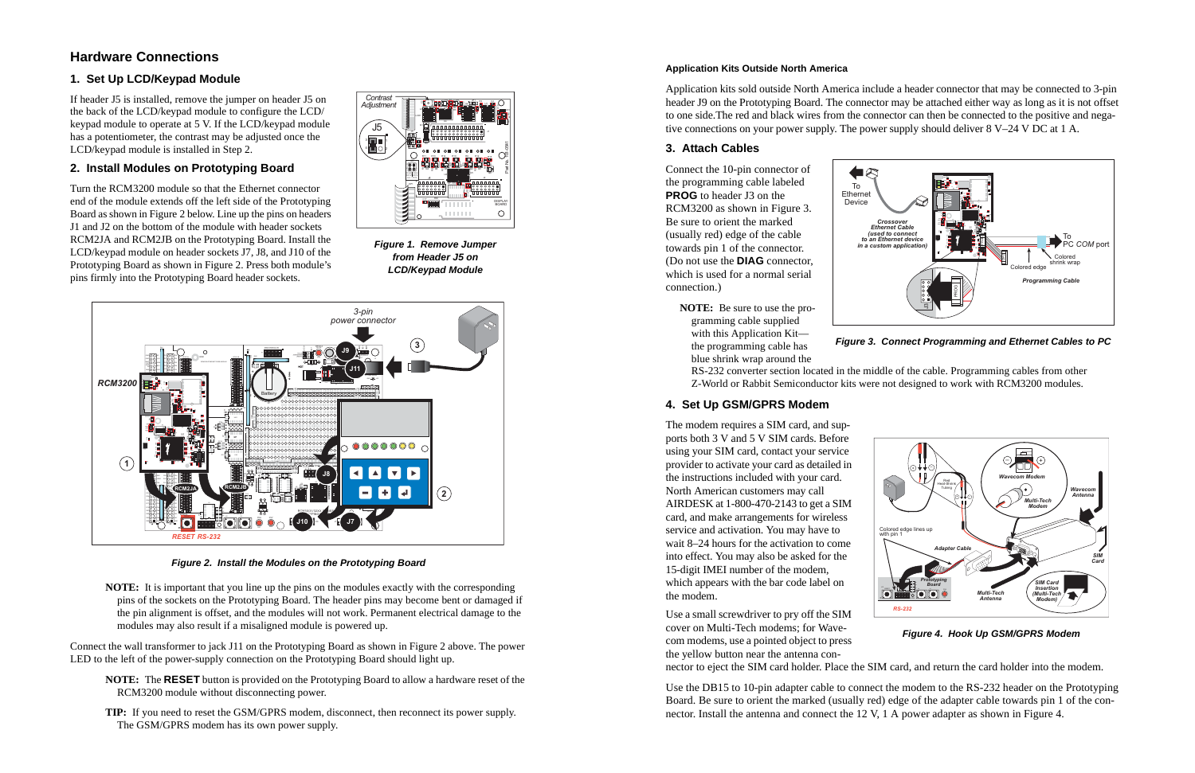## Hardware Connections

### 1. Set Up LCD/Keypad Module

If header J5 is installed, remove the jumper on header J5 on the back of the LCD/keypad module to configure the LCD/keypad module to operate at 5 V. If the LCD/keypad module has a potentiometer, the contrast may be adjusted once the LCD/keypad module is installed in Step 2.

***Figure 1. Remove Jumper from Header J5 on LCD/Keypad Module***

### 2. Install Modules on Prototyping Board

Turn the RCM3200 module so that the Ethernet connector end of the module extends off the left side of the Prototyping Board as shown in Figure 2 below. Line up the pins on headers J1 and J2 on the bottom of the module with header sockets RCM2JA and RCM2JB on the Prototyping Board. Install the LCD/keypad module on header sockets J7, J8, and J10 of the Prototyping Board as shown in Figure 2. Press both module's pins firmly into the Prototyping Board header sockets.

***Figure 2. Install the Modules on the Prototyping Board***

**NOTE:** It is important that you line up the pins on the modules exactly with the corresponding pins of the sockets on the Prototyping Board. The header pins may become bent or damaged if the pin alignment is offset, and the modules will not work. Permanent electrical damage to the modules may also result if a misaligned module is powered up.

Connect the wall transformer to jack J11 on the Prototyping Board as shown in Figure 2 above. The power LED to the left of the power-supply connection on the Prototyping Board should light up.

**NOTE:** The **RESET** button is provided on the Prototyping Board to allow a hardware reset of the RCM3200 module without disconnecting power.

**TIP:** If you need to reset the GSM/GPRS modem, disconnect, then reconnect its power supply. The GSM/GPRS modem has its own power supply.

#### Application Kits Outside North America

Application kits sold outside North America include a header connector that may be connected to 3-pin header J9 on the Prototyping Board. The connector may be attached either way as long as it is not offset to one side.The red and black wires from the connector can then be connected to the positive and negative connections on your power supply. The power supply should deliver 8 V–24 V DC at 1 A.

### 3. Attach Cables

Connect the 10-pin connector of the programming cable labeled **PROG** to header J3 on the RCM3200 as shown in Figure 3. Be sure to orient the marked (usually red) edge of the cable towards pin 1 of the connector. (Do not use the **DIAG** connector, which is used for a normal serial connection.)

**NOTE:** Be sure to use the programming cable supplied with this Application Kit—the programming cable has blue shrink wrap around the RS-232 converter section located in the middle of the cable. Programming cables from other Z-World or Rabbit Semiconductor kits were not designed to work with RCM3200 modules.

***Figure 3. Connect Programming and Ethernet Cables to PC***

### 4. Set Up GSM/GPRS Modem

The modem requires a SIM card, and supports both 3 V and 5 V SIM cards. Before using your SIM card, contact your service provider to activate your card as detailed in the instructions included with your card. North American customers may call AIRDESK at 1-800-470-2143 to get a SIM card, and make arrangements for wireless service and activation. You may have to wait 8–24 hours for the activation to come into effect. You may also be asked for the 15-digit IMEI number of the modem, which appears with the bar code label on the modem.

Use a small screwdriver to pry off the SIM cover on Multi-Tech modems; for Wavecom modems, use a pointed object to press the yellow button near the antenna connector to eject the SIM card holder. Place the SIM card, and return the card holder into the modem.

***Figure 4. Hook Up GSM/GPRS Modem***

Use the DB15 to 10-pin adapter cable to connect the modem to the RS-232 header on the Prototyping Board. Be sure to orient the marked (usually red) edge of the adapter cable towards pin 1 of the connector. Install the antenna and connect the 12 V, 1 A power adapter as shown in Figure 4.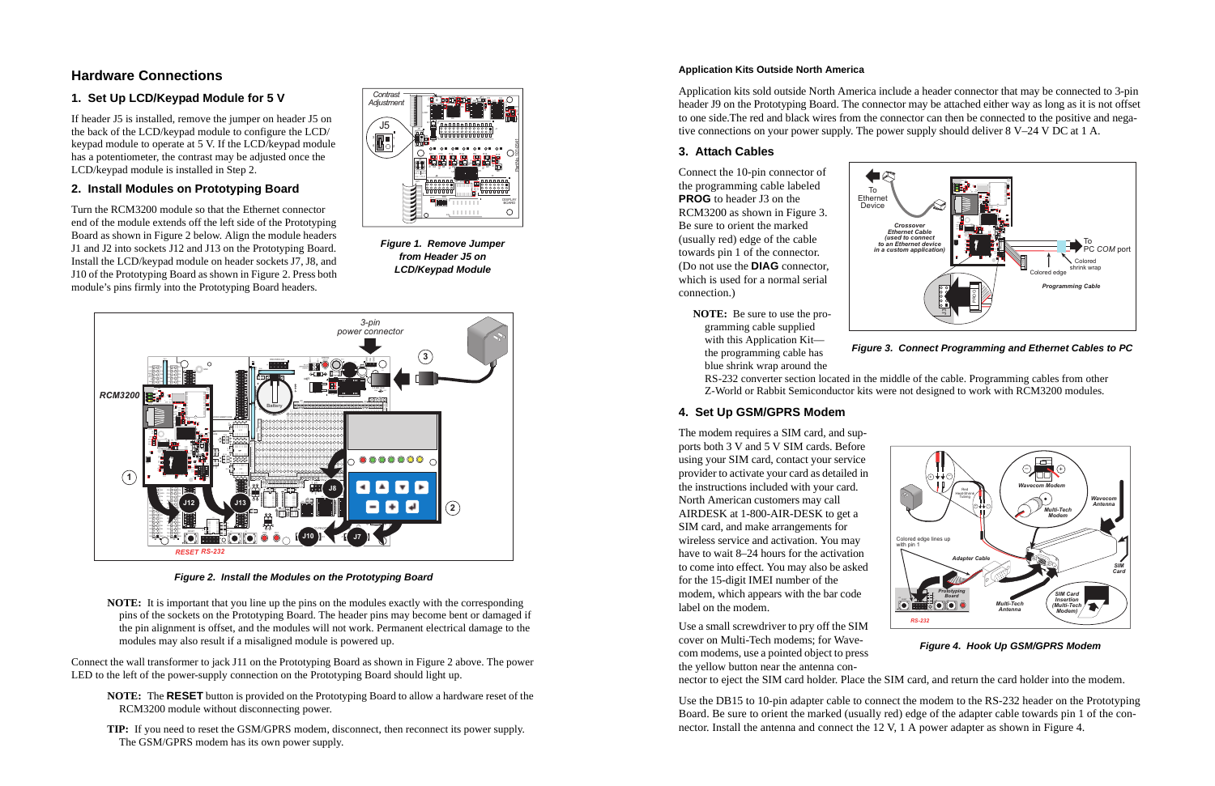## Hardware Connections

### 1. Set Up LCD/Keypad Module for 5 V

If header J5 is installed, remove the jumper on header J5 on the back of the LCD/keypad module to configure the LCD/keypad module to operate at 5 V. If the LCD/keypad module has a potentiometer, the contrast may be adjusted once the LCD/keypad module is installed in Step 2.

*Figure 1. Remove Jumper from Header J5 on LCD/Keypad Module*

### 2. Install Modules on Prototyping Board

Turn the RCM3200 module so that the Ethernet connector end of the module extends off the left side of the Prototyping Board as shown in Figure 2 below. Align the module headers J1 and J2 into sockets J12 and J13 on the Prototyping Board. Install the LCD/keypad module on header sockets J7, J8, and J10 of the Prototyping Board as shown in Figure 2. Press both module's pins firmly into the Prototyping Board headers.

*Figure 2. Install the Modules on the Prototyping Board*

**NOTE:** It is important that you line up the pins on the modules exactly with the corresponding pins of the sockets on the Prototyping Board. The header pins may become bent or damaged if the pin alignment is offset, and the modules will not work. Permanent electrical damage to the modules may also result if a misaligned module is powered up.

Connect the wall transformer to jack J11 on the Prototyping Board as shown in Figure 2 above. The power LED to the left of the power-supply connection on the Prototyping Board should light up.

**NOTE:** The **RESET** button is provided on the Prototyping Board to allow a hardware reset of the RCM3200 module without disconnecting power.

**TIP:** If you need to reset the GSM/GPRS modem, disconnect, then reconnect its power supply. The GSM/GPRS modem has its own power supply.

#### Application Kits Outside North America

Application kits sold outside North America include a header connector that may be connected to 3-pin header J9 on the Prototyping Board. The connector may be attached either way as long as it is not offset to one side.The red and black wires from the connector can then be connected to the positive and negative connections on your power supply. The power supply should deliver 8 V–24 V DC at 1 A.

### 3. Attach Cables

Connect the 10-pin connector of the programming cable labeled **PROG** to header J3 on the RCM3200 as shown in Figure 3. Be sure to orient the marked (usually red) edge of the cable towards pin 1 of the connector. (Do not use the **DIAG** connector, which is used for a normal serial connection.)

**NOTE:** Be sure to use the programming cable supplied with this Application Kit—the programming cable has blue shrink wrap around the RS-232 converter section located in the middle of the cable. Programming cables from other Z-World or Rabbit Semiconductor kits were not designed to work with RCM3200 modules.

*Figure 3. Connect Programming and Ethernet Cables to PC*

### 4. Set Up GSM/GPRS Modem

The modem requires a SIM card, and supports both 3 V and 5 V SIM cards. Before using your SIM card, contact your service provider to activate your card as detailed in the instructions included with your card. North American customers may call AIRDESK at 1-800-AIR-DESK to get a SIM card, and make arrangements for wireless service and activation. You may have to wait 8–24 hours for the activation to come into effect. You may also be asked for the 15-digit IMEI number of the modem, which appears with the bar code label on the modem.

*Figure 4. Hook Up GSM/GPRS Modem*

Use a small screwdriver to pry off the SIM cover on Multi-Tech modems; for Wavecom modems, use a pointed object to press the yellow button near the antenna connector to eject the SIM card holder. Place the SIM card, and return the card holder into the modem.

Use the DB15 to 10-pin adapter cable to connect the modem to the RS-232 header on the Prototyping Board. Be sure to orient the marked (usually red) edge of the adapter cable towards pin 1 of the connector. Install the antenna and connect the 12 V, 1 A power adapter as shown in Figure 4.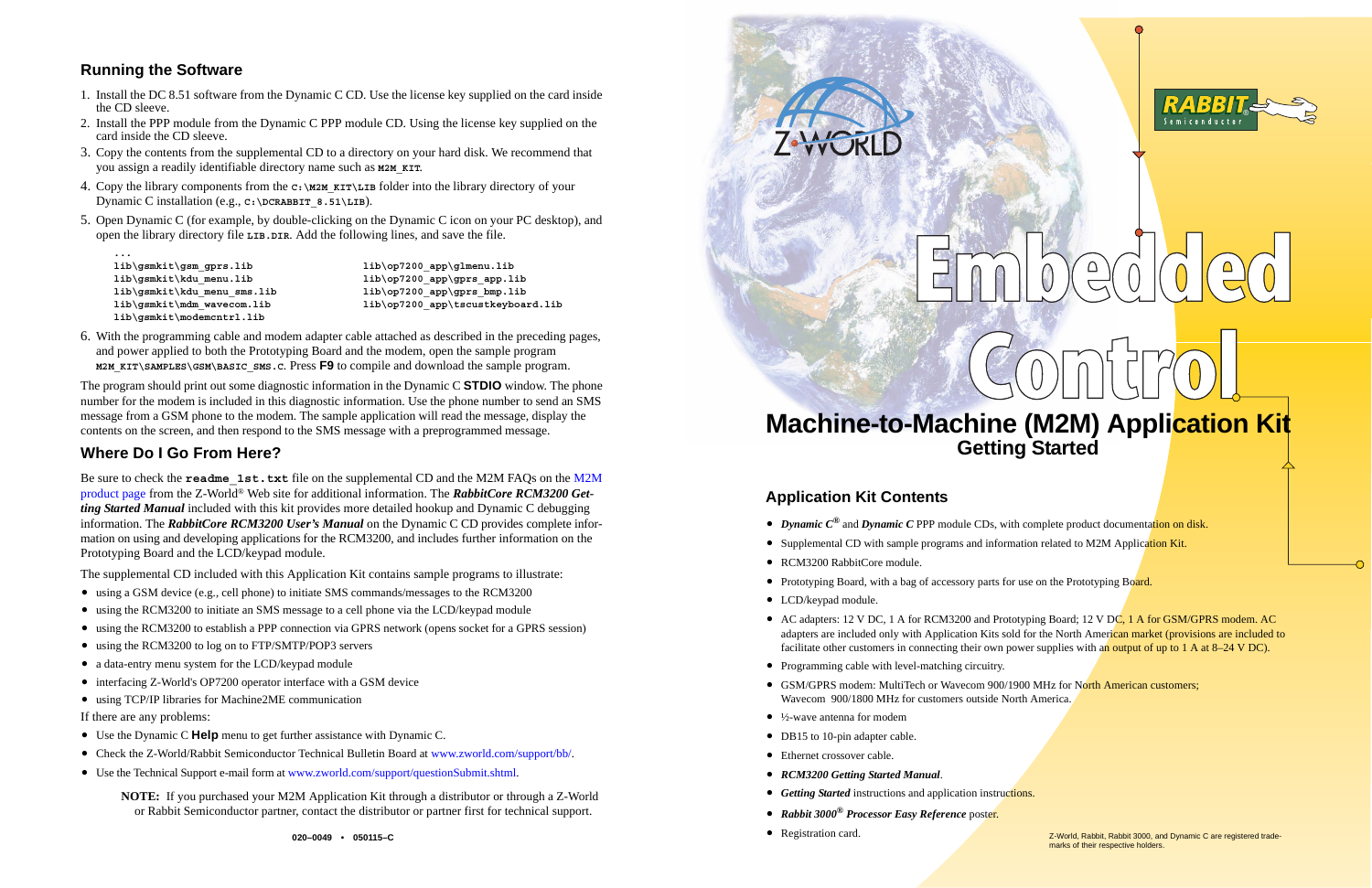## Running the Software

1. Install the DC 8.51 software from the Dynamic C CD. Use the license key supplied on the card inside the CD sleeve.
2. Install the PPP module from the Dynamic C PPP module CD. Using the license key supplied on the card inside the CD sleeve.
3. Copy the contents from the supplemental CD to a directory on your hard disk. We recommend that you assign a readily identifiable directory name such as `M2M_KIT`.
4. Copy the library components from the `C:\M2M_KIT\LIB` folder into the library directory of your Dynamic C installation (e.g., `C:\DCRABBIT_8.51\LIB`).
5. Open Dynamic C (for example, by double-clicking on the Dynamic C icon on your PC desktop), and open the library directory file `LIB.DIR`. Add the following lines, and save the file.

```
...
lib\gsmkit\gsm_gprs.lib              lib\op7200_app\glmenu.lib
lib\gsmkit\kdu_menu.lib              lib\op7200_app\gprs_app.lib
lib\gsmkit\kdu_menu_sms.lib          lib\op7200_app\gprs_bmp.lib
lib\gsmkit\mdm_wavecom.lib           lib\op7200_app\tscustkeyboard.lib
lib\gsmkit\modemcntrl.lib
```

6. With the programming cable and modem adapter cable attached as described in the preceding pages, and power applied to both the Prototyping Board and the modem, open the sample program `M2M_KIT\SAMPLES\GSM\BASIC_SMS.C`. Press **F9** to compile and download the sample program.

The program should print out some diagnostic information in the Dynamic C **STDIO** window. The phone number for the modem is included in this diagnostic information. Use the phone number to send an SMS message from a GSM phone to the modem. The sample application will read the message, display the contents on the screen, and then respond to the SMS message with a preprogrammed message.

## Where Do I Go From Here?

Be sure to check the **`readme_1st.txt`** file on the supplemental CD and the M2M FAQs on the M2M product page from the Z-World® Web site for additional information. The ***RabbitCore RCM3200 Getting Started Manual*** included with this kit provides more detailed hookup and Dynamic C debugging information. The ***RabbitCore RCM3200 User's Manual*** on the Dynamic C CD provides complete information on using and developing applications for the RCM3200, and includes further information on the Prototyping Board and the LCD/keypad module.

The supplemental CD included with this Application Kit contains sample programs to illustrate:

- using a GSM device (e.g., cell phone) to initiate SMS commands/messages to the RCM3200
- using the RCM3200 to initiate an SMS message to a cell phone via the LCD/keypad module
- using the RCM3200 to establish a PPP connection via GPRS network (opens socket for a GPRS session)
- using the RCM3200 to log on to FTP/SMTP/POP3 servers
- a data-entry menu system for the LCD/keypad module
- interfacing Z-World's OP7200 operator interface with a GSM device
- using TCP/IP libraries for Machine2ME communication

If there are any problems:

- Use the Dynamic C **Help** menu to get further assistance with Dynamic C.
- Check the Z-World/Rabbit Semiconductor Technical Bulletin Board at www.zworld.com/support/bb/.
- Use the Technical Support e-mail form at www.zworld.com/support/questionSubmit.shtml.

> **NOTE:** If you purchased your M2M Application Kit through a distributor or through a Z-World or Rabbit Semiconductor partner, contact the distributor or partner first for technical support.

020–0049 • 050115–C

Z-WORLD

RABBIT Semiconductor

Embedded Control

# Machine-to-Machine (M2M) Application Kit

## Getting Started

### Application Kit Contents

- ***Dynamic C®*** and ***Dynamic C*** PPP module CDs, with complete product documentation on disk.
- Supplemental CD with sample programs and information related to M2M Application Kit.
- RCM3200 RabbitCore module.
- Prototyping Board, with a bag of accessory parts for use on the Prototyping Board.
- LCD/keypad module.
- AC adapters: 12 V DC, 1 A for RCM3200 and Prototyping Board; 12 V DC, 1 A for GSM/GPRS modem. AC adapters are included only with Application Kits sold for the North American market (provisions are included to facilitate other customers in connecting their own power supplies with an output of up to 1 A at 8–24 V DC).
- Programming cable with level-matching circuitry.
- GSM/GPRS modem: MultiTech or Wavecom 900/1900 MHz for North American customers; Wavecom 900/1800 MHz for customers outside North America.
- ½-wave antenna for modem
- DB15 to 10-pin adapter cable.
- Ethernet crossover cable.
- ***RCM3200 Getting Started Manual***.
- ***Getting Started*** instructions and application instructions.
- ***Rabbit 3000® Processor Easy Reference*** poster.
- Registration card.

Z-World, Rabbit, Rabbit 3000, and Dynamic C are registered trademarks of their respective holders.